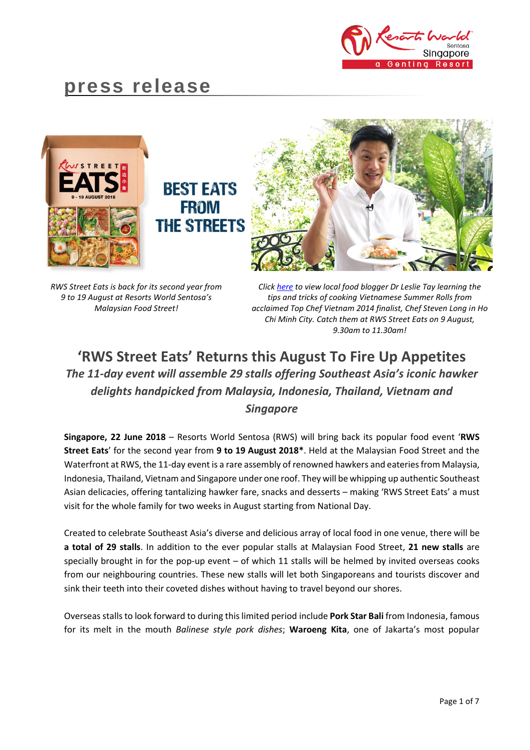# press release

*RWS Street Eats is back for its second year from 9 to 19 August at Resorts World Sentosa's Malaysian Food Street!*

*Click here to view local food blogger Dr Leslie Tay learning the tips and tricks of cooking Vietnamese Summer Rolls from acclaimed Top Chef Vietnam 2014 finalist, Chef Steven Long in Ho Chi Minh City. Catch them at RWS Street Eats on 9 August, 9.30am to 11.30am!*

## 'RWS Street Eats' Returns this August To Fire Up Appetites

### *The 11-day event will assemble 29 stalls offering Southeast Asia's iconic hawker delights handpicked from Malaysia, Indonesia, Thailand, Vietnam and Singapore*

**Singapore, 22 June 2018** – Resorts World Sentosa (RWS) will bring back its popular food event '**RWS Street Eats**' for the second year from **9 to 19 August 2018***. Held at the Malaysian Food Street and the Waterfront at RWS, the 11-day event is a rare assembly of renowned hawkers and eateries from Malaysia, Indonesia, Thailand, Vietnam and Singapore under one roof. They will be whipping up authentic Southeast Asian delicacies, offering tantalizing hawker fare, snacks and desserts – making 'RWS Street Eats' a must visit for the whole family for two weeks in August starting from National Day.

Created to celebrate Southeast Asia's diverse and delicious array of local food in one venue, there will be **a total of 29 stalls**. In addition to the ever popular stalls at Malaysian Food Street, **21 new stalls** are specially brought in for the pop-up event – of which 11 stalls will be helmed by invited overseas cooks from our neighbouring countries. These new stalls will let both Singaporeans and tourists discover and sink their teeth into their coveted dishes without having to travel beyond our shores.

Overseas stalls to look forward to during this limited period include **Pork Star Bali** from Indonesia, famous for its melt in the mouth *Balinese style pork dishes*; **Waroeng Kita**, one of Jakarta's most popular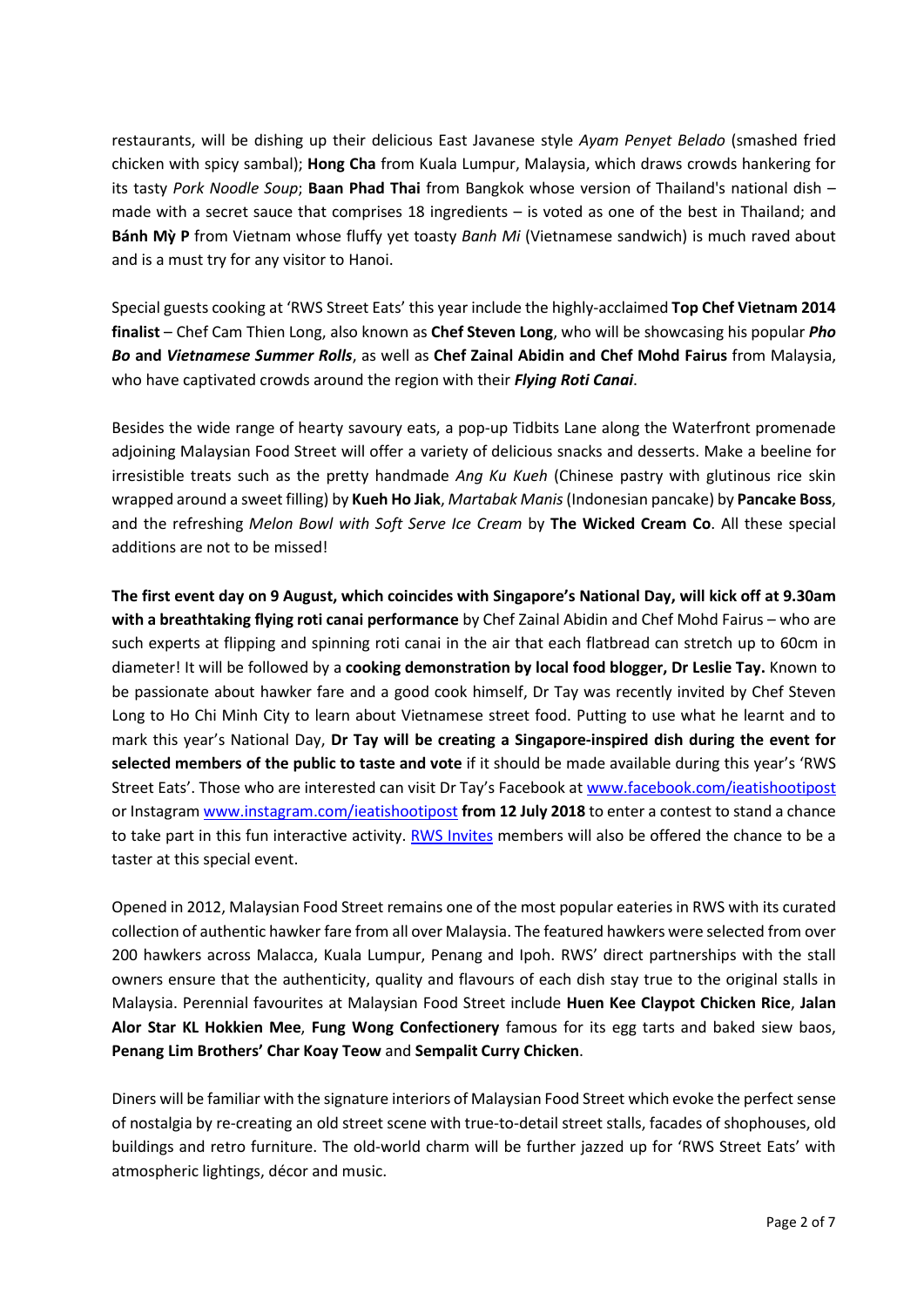restaurants, will be dishing up their delicious East Javanese style *Ayam Penyet Belado* (smashed fried chicken with spicy sambal); **Hong Cha** from Kuala Lumpur, Malaysia, which draws crowds hankering for its tasty *Pork Noodle Soup*; **Baan Phad Thai** from Bangkok whose version of Thailand's national dish – made with a secret sauce that comprises 18 ingredients – is voted as one of the best in Thailand; and **Bánh Mỳ P** from Vietnam whose fluffy yet toasty *Banh Mi* (Vietnamese sandwich) is much raved about and is a must try for any visitor to Hanoi.

Special guests cooking at 'RWS Street Eats' this year include the highly-acclaimed **Top Chef Vietnam 2014 finalist** – Chef Cam Thien Long, also known as **Chef Steven Long**, who will be showcasing his popular ***Pho Bo*** **and** ***Vietnamese Summer Rolls***, as well as **Chef Zainal Abidin and Chef Mohd Fairus** from Malaysia, who have captivated crowds around the region with their ***Flying Roti Canai***.

Besides the wide range of hearty savoury eats, a pop-up Tidbits Lane along the Waterfront promenade adjoining Malaysian Food Street will offer a variety of delicious snacks and desserts. Make a beeline for irresistible treats such as the pretty handmade *Ang Ku Kueh* (Chinese pastry with glutinous rice skin wrapped around a sweet filling) by **Kueh Ho Jiak**, *Martabak Manis* (Indonesian pancake) by **Pancake Boss**, and the refreshing *Melon Bowl with Soft Serve Ice Cream* by **The Wicked Cream Co**. All these special additions are not to be missed!

**The first event day on 9 August, which coincides with Singapore's National Day, will kick off at 9.30am with a breathtaking flying roti canai performance** by Chef Zainal Abidin and Chef Mohd Fairus – who are such experts at flipping and spinning roti canai in the air that each flatbread can stretch up to 60cm in diameter! It will be followed by a **cooking demonstration by local food blogger, Dr Leslie Tay.** Known to be passionate about hawker fare and a good cook himself, Dr Tay was recently invited by Chef Steven Long to Ho Chi Minh City to learn about Vietnamese street food. Putting to use what he learnt and to mark this year's National Day, **Dr Tay will be creating a Singapore-inspired dish during the event for selected members of the public to taste and vote** if it should be made available during this year's 'RWS Street Eats'. Those who are interested can visit Dr Tay's Facebook at www.facebook.com/ieatishootipost or Instagram www.instagram.com/ieatishootipost **from 12 July 2018** to enter a contest to stand a chance to take part in this fun interactive activity. RWS Invites members will also be offered the chance to be a taster at this special event.

Opened in 2012, Malaysian Food Street remains one of the most popular eateries in RWS with its curated collection of authentic hawker fare from all over Malaysia. The featured hawkers were selected from over 200 hawkers across Malacca, Kuala Lumpur, Penang and Ipoh. RWS' direct partnerships with the stall owners ensure that the authenticity, quality and flavours of each dish stay true to the original stalls in Malaysia. Perennial favourites at Malaysian Food Street include **Huen Kee Claypot Chicken Rice**, **Jalan Alor Star KL Hokkien Mee**, **Fung Wong Confectionery** famous for its egg tarts and baked siew baos, **Penang Lim Brothers' Char Koay Teow** and **Sempalit Curry Chicken**.

Diners will be familiar with the signature interiors of Malaysian Food Street which evoke the perfect sense of nostalgia by re-creating an old street scene with true-to-detail street stalls, facades of shophouses, old buildings and retro furniture. The old-world charm will be further jazzed up for 'RWS Street Eats' with atmospheric lightings, décor and music.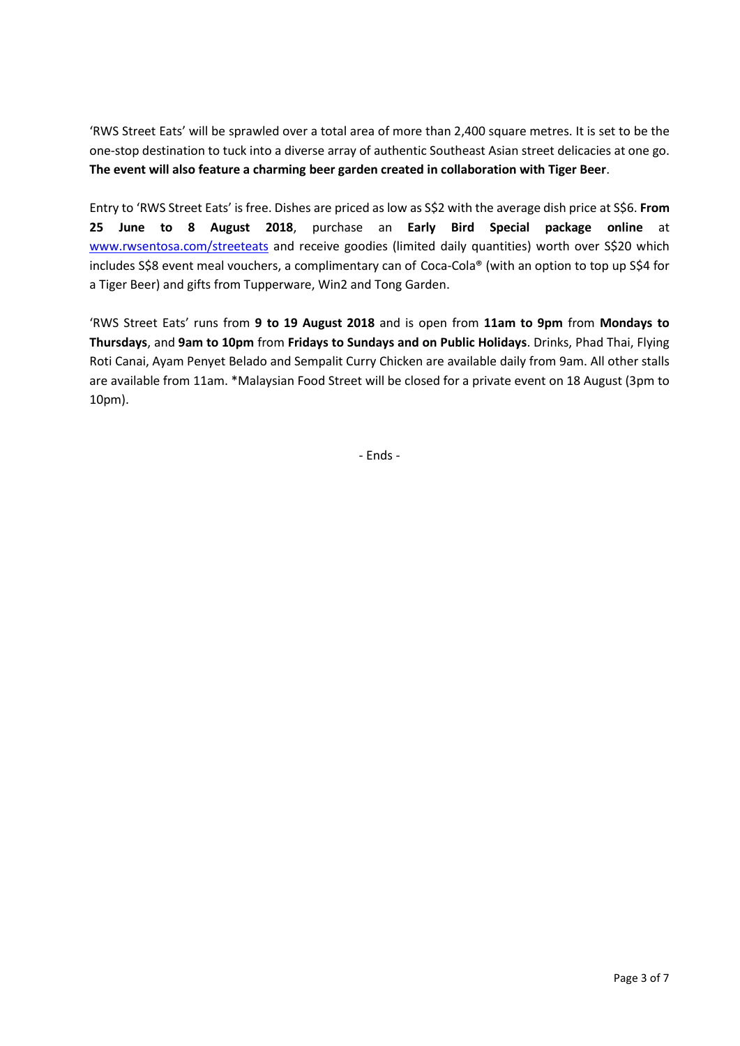'RWS Street Eats' will be sprawled over a total area of more than 2,400 square metres. It is set to be the one-stop destination to tuck into a diverse array of authentic Southeast Asian street delicacies at one go. **The event will also feature a charming beer garden created in collaboration with Tiger Beer**.

Entry to 'RWS Street Eats' is free. Dishes are priced as low as S$2 with the average dish price at S$6. **From 25 June to 8 August 2018**, purchase an **Early Bird Special package online** at [www.rwsentosa.com/streeteats](www.rwsentosa.com/streeteats) and receive goodies (limited daily quantities) worth over S$20 which includes S$8 event meal vouchers, a complimentary can of Coca-Cola® (with an option to top up S$4 for a Tiger Beer) and gifts from Tupperware, Win2 and Tong Garden.

'RWS Street Eats' runs from **9 to 19 August 2018** and is open from **11am to 9pm** from **Mondays to Thursdays**, and **9am to 10pm** from **Fridays to Sundays and on Public Holidays**. Drinks, Phad Thai, Flying Roti Canai, Ayam Penyet Belado and Sempalit Curry Chicken are available daily from 9am. All other stalls are available from 11am. *Malaysian Food Street will be closed for a private event on 18 August (3pm to 10pm).

- Ends -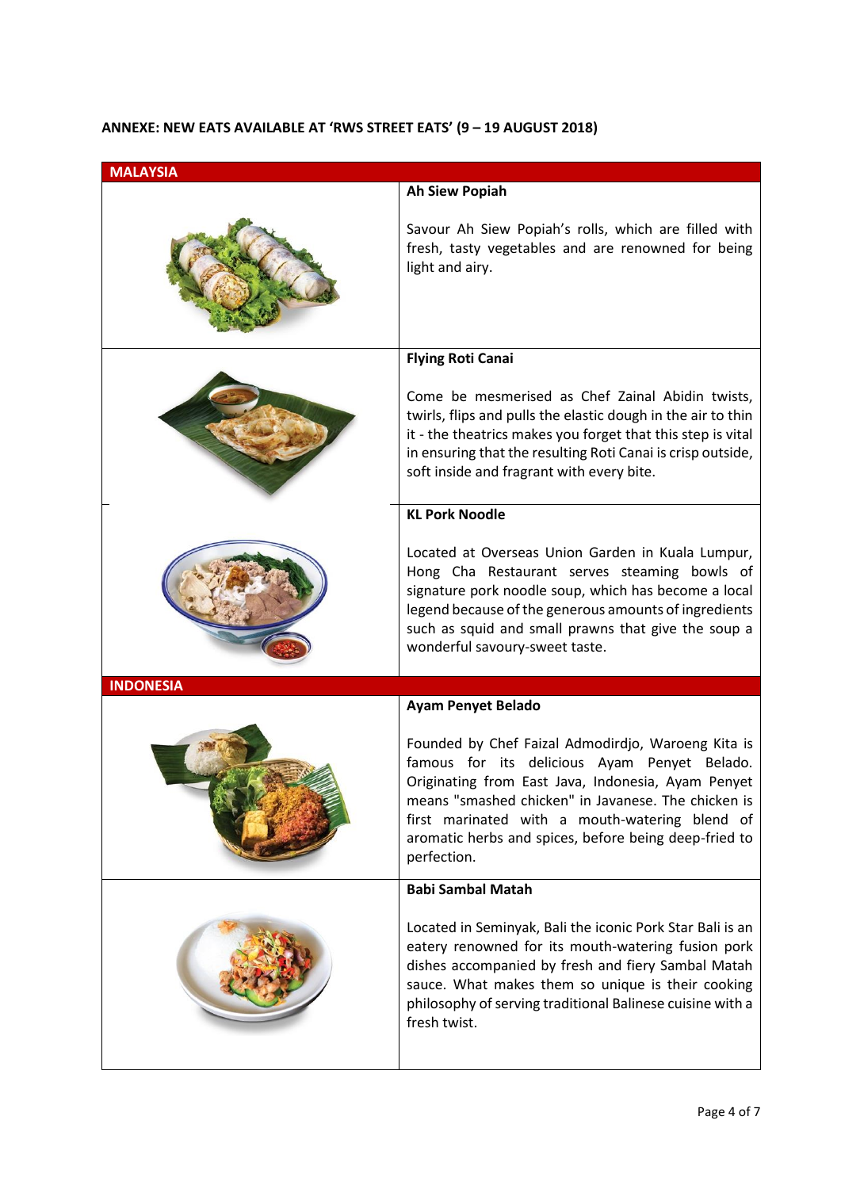**ANNEXE: NEW EATS AVAILABLE AT 'RWS STREET EATS' (9 – 19 AUGUST 2018)**

## MALAYSIA

**Ah Siew Popiah**

Savour Ah Siew Popiah's rolls, which are filled with fresh, tasty vegetables and are renowned for being light and airy.

**Flying Roti Canai**

Come be mesmerised as Chef Zainal Abidin twists, twirls, flips and pulls the elastic dough in the air to thin it - the theatrics makes you forget that this step is vital in ensuring that the resulting Roti Canai is crisp outside, soft inside and fragrant with every bite.

**KL Pork Noodle**

Located at Overseas Union Garden in Kuala Lumpur, Hong Cha Restaurant serves steaming bowls of signature pork noodle soup, which has become a local legend because of the generous amounts of ingredients such as squid and small prawns that give the soup a wonderful savoury-sweet taste.

## INDONESIA

**Ayam Penyet Belado**

Founded by Chef Faizal Admodirdjo, Waroeng Kita is famous for its delicious Ayam Penyet Belado. Originating from East Java, Indonesia, Ayam Penyet means "smashed chicken" in Javanese. The chicken is first marinated with a mouth-watering blend of aromatic herbs and spices, before being deep-fried to perfection.

**Babi Sambal Matah**

Located in Seminyak, Bali the iconic Pork Star Bali is an eatery renowned for its mouth-watering fusion pork dishes accompanied by fresh and fiery Sambal Matah sauce. What makes them so unique is their cooking philosophy of serving traditional Balinese cuisine with a fresh twist.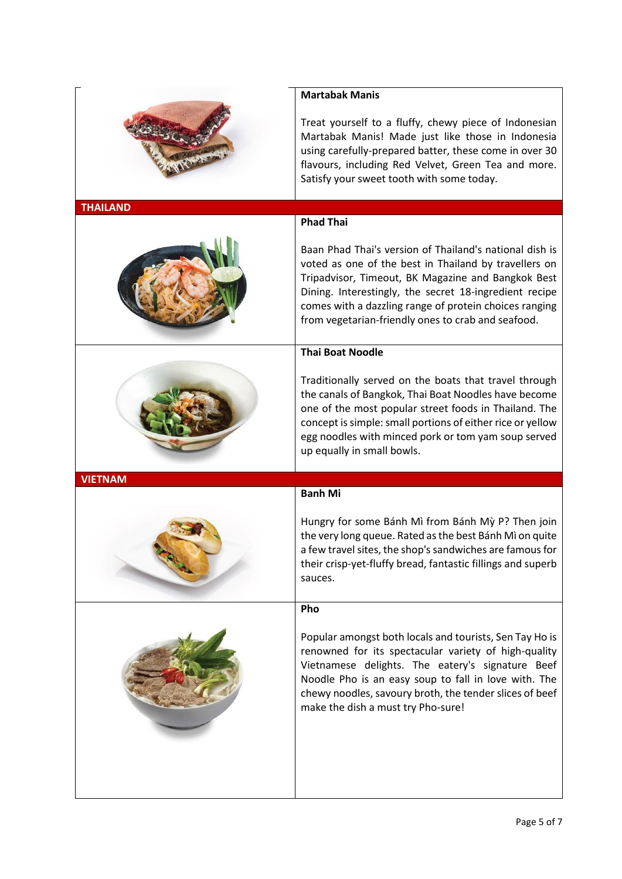### Martabak Manis

Treat yourself to a fluffy, chewy piece of Indonesian Martabak Manis! Made just like those in Indonesia using carefully-prepared batter, these come in over 30 flavours, including Red Velvet, Green Tea and more. Satisfy your sweet tooth with some today.

## THAILAND

### Phad Thai

Baan Phad Thai's version of Thailand's national dish is voted as one of the best in Thailand by travellers on Tripadvisor, Timeout, BK Magazine and Bangkok Best Dining. Interestingly, the secret 18-ingredient recipe comes with a dazzling range of protein choices ranging from vegetarian-friendly ones to crab and seafood.

### Thai Boat Noodle

Traditionally served on the boats that travel through the canals of Bangkok, Thai Boat Noodles have become one of the most popular street foods in Thailand. The concept is simple: small portions of either rice or yellow egg noodles with minced pork or tom yam soup served up equally in small bowls.

## VIETNAM

### Banh Mi

Hungry for some Bánh Mì from Bánh Mỳ P? Then join the very long queue. Rated as the best Bánh Mì on quite a few travel sites, the shop's sandwiches are famous for their crisp-yet-fluffy bread, fantastic fillings and superb sauces.

### Pho

Popular amongst both locals and tourists, Sen Tay Ho is renowned for its spectacular variety of high-quality Vietnamese delights. The eatery's signature Beef Noodle Pho is an easy soup to fall in love with. The chewy noodles, savoury broth, the tender slices of beef make the dish a must try Pho-sure!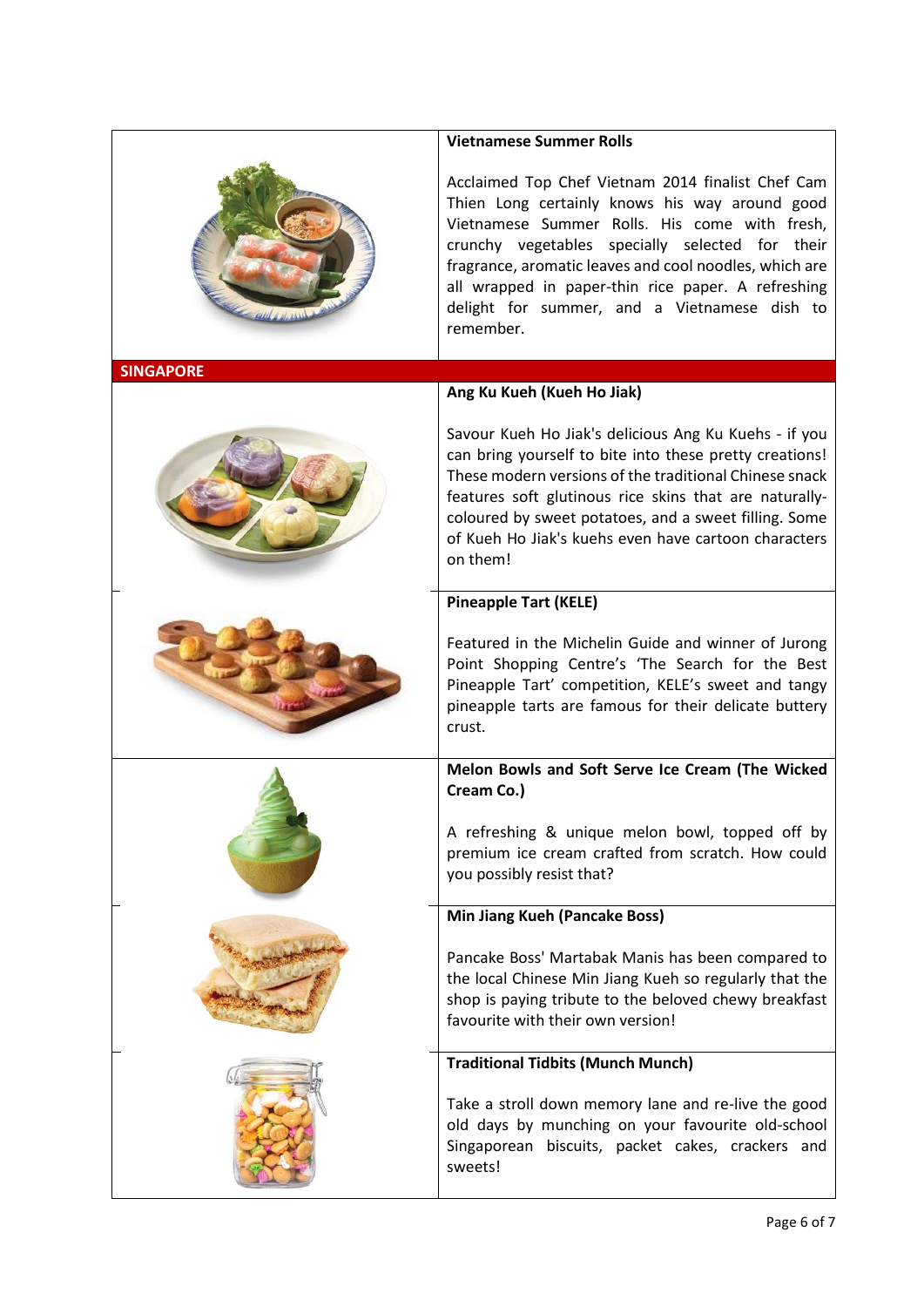**Vietnamese Summer Rolls**

Acclaimed Top Chef Vietnam 2014 finalist Chef Cam Thien Long certainly knows his way around good Vietnamese Summer Rolls. His come with fresh, crunchy vegetables specially selected for their fragrance, aromatic leaves and cool noodles, which are all wrapped in paper-thin rice paper. A refreshing delight for summer, and a Vietnamese dish to remember.

## SINGAPORE

**Ang Ku Kueh (Kueh Ho Jiak)**

Savour Kueh Ho Jiak's delicious Ang Ku Kuehs - if you can bring yourself to bite into these pretty creations! These modern versions of the traditional Chinese snack features soft glutinous rice skins that are naturally-coloured by sweet potatoes, and a sweet filling. Some of Kueh Ho Jiak's kuehs even have cartoon characters on them!

**Pineapple Tart (KELE)**

Featured in the Michelin Guide and winner of Jurong Point Shopping Centre's 'The Search for the Best Pineapple Tart' competition, KELE's sweet and tangy pineapple tarts are famous for their delicate buttery crust.

**Melon Bowls and Soft Serve Ice Cream (The Wicked Cream Co.)**

A refreshing & unique melon bowl, topped off by premium ice cream crafted from scratch. How could you possibly resist that?

**Min Jiang Kueh (Pancake Boss)**

Pancake Boss' Martabak Manis has been compared to the local Chinese Min Jiang Kueh so regularly that the shop is paying tribute to the beloved chewy breakfast favourite with their own version!

**Traditional Tidbits (Munch Munch)**

Take a stroll down memory lane and re-live the good old days by munching on your favourite old-school Singaporean biscuits, packet cakes, crackers and sweets!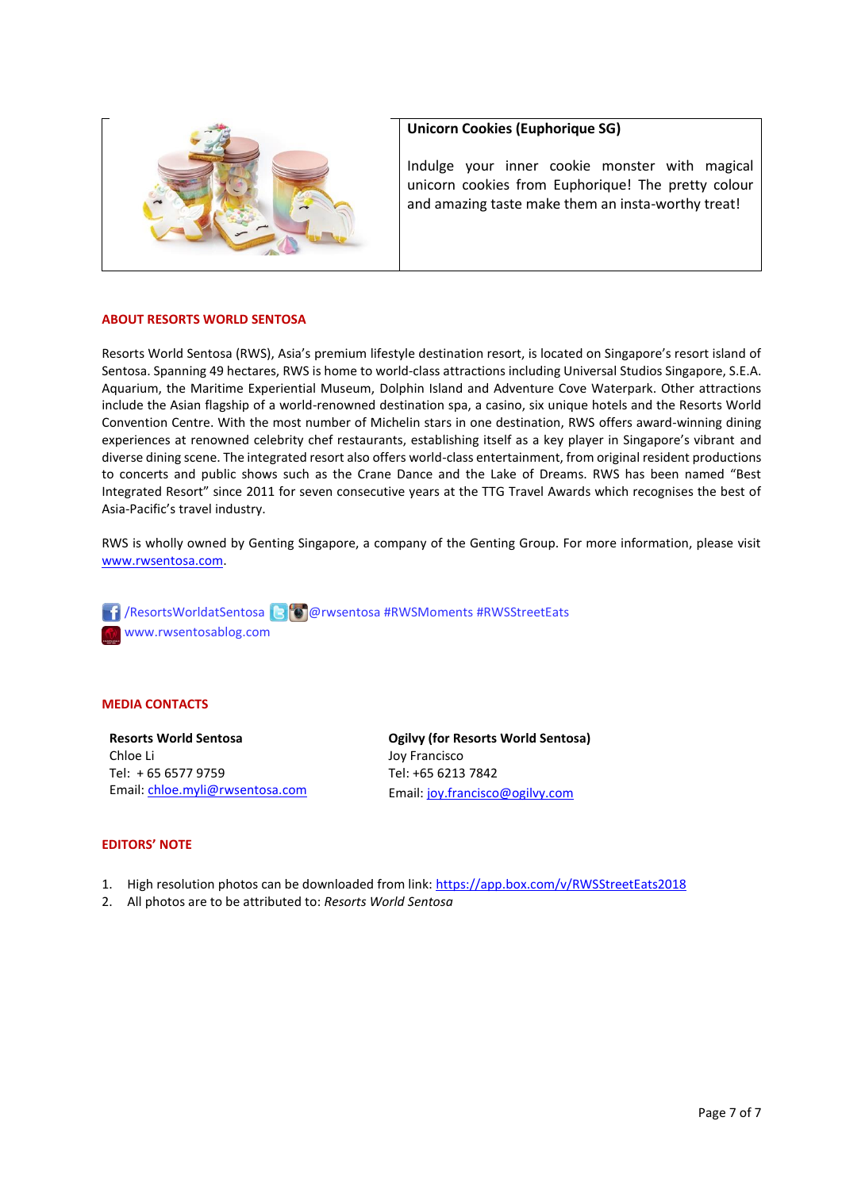| | Unicorn Cookies (Euphorique SG) |
|---|---|
| | Indulge your inner cookie monster with magical unicorn cookies from Euphorique! The pretty colour and amazing taste make them an insta-worthy treat! |

## ABOUT RESORTS WORLD SENTOSA

Resorts World Sentosa (RWS), Asia's premium lifestyle destination resort, is located on Singapore's resort island of Sentosa. Spanning 49 hectares, RWS is home to world-class attractions including Universal Studios Singapore, S.E.A. Aquarium, the Maritime Experiential Museum, Dolphin Island and Adventure Cove Waterpark. Other attractions include the Asian flagship of a world-renowned destination spa, a casino, six unique hotels and the Resorts World Convention Centre. With the most number of Michelin stars in one destination, RWS offers award-winning dining experiences at renowned celebrity chef restaurants, establishing itself as a key player in Singapore's vibrant and diverse dining scene. The integrated resort also offers world-class entertainment, from original resident productions to concerts and public shows such as the Crane Dance and the Lake of Dreams. RWS has been named "Best Integrated Resort" since 2011 for seven consecutive years at the TTG Travel Awards which recognises the best of Asia-Pacific's travel industry.

RWS is wholly owned by Genting Singapore, a company of the Genting Group. For more information, please visit www.rwsentosa.com.

/ResortsWorldatSentosa @rwsentosa #RWSMoments #RWSStreetEats
www.rwsentosablog.com

## MEDIA CONTACTS

**Resorts World Sentosa**
Chloe Li
Tel: + 65 6577 9759
Email: chloe.myli@rwsentosa.com

**Ogilvy (for Resorts World Sentosa)**
Joy Francisco
Tel: +65 6213 7842
Email: joy.francisco@ogilvy.com

## EDITORS' NOTE

1. High resolution photos can be downloaded from link: https://app.box.com/v/RWSStreetEats2018
2. All photos are to be attributed to: *Resorts World Sentosa*